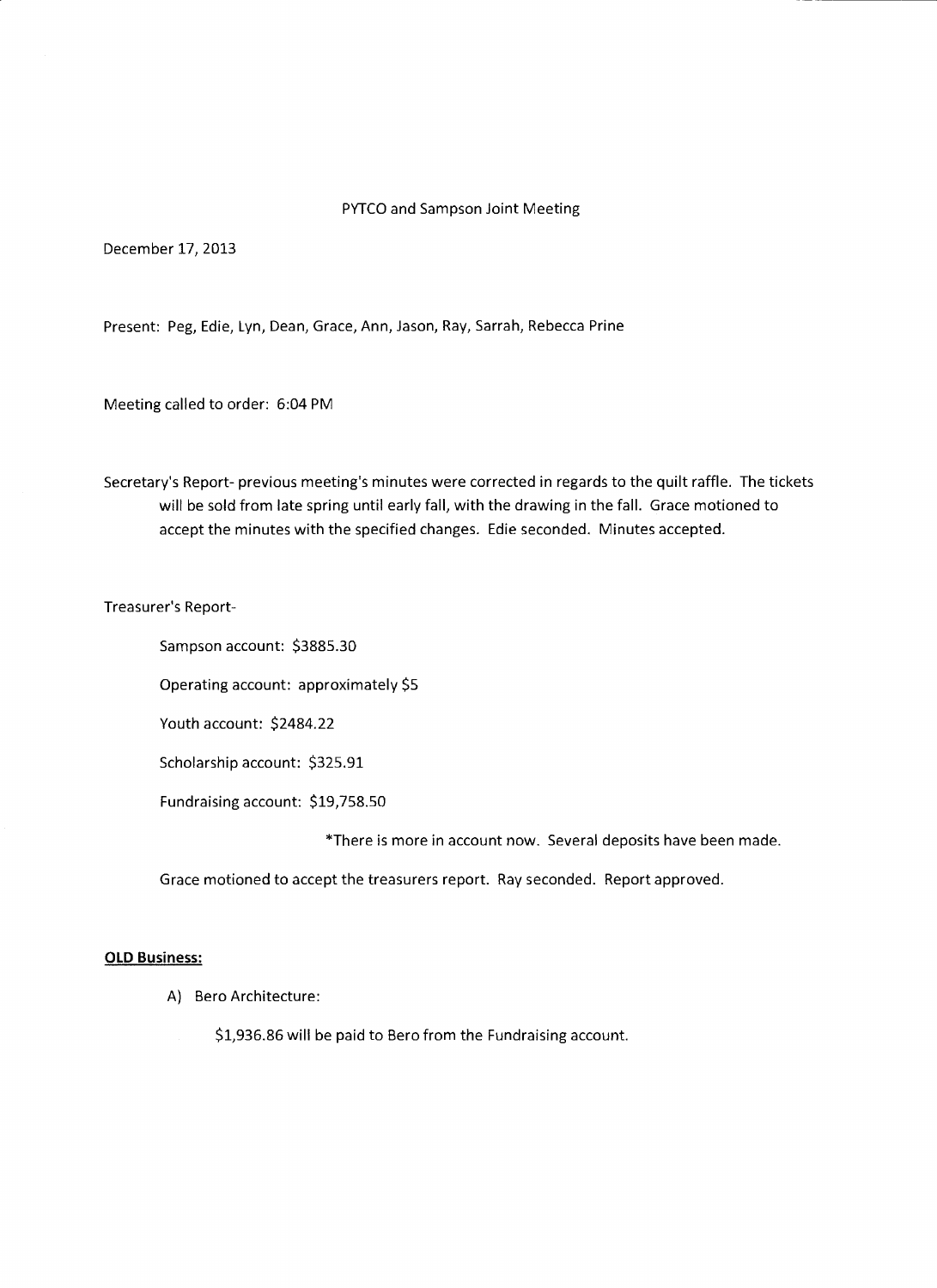PYTCO and Sampson Joint Meeting

December 17, 2013

Present: Peg, Edie, Lyn, Dean, Grace, Ann, Jason, Ray, Sarrah, Rebecca Prine

Meeting called to order: 6:04 PM

Secretary's Report- previous meeting's minutes were corrected in regards to the quilt raffle. The tickets will be sold from late spring until early fall, with the drawing in the fall. Grace motioned to accept the minutes with the specified changes. Edie seconded. Minutes accepted.

Treasurer's Report-

Sampson account: $3885.30

Operating account: approximately $5

Youth account: $2484.22

Scholarship account: $325.91

Fundraising account: $19,758.50

*There is more in account now. Several deposits have been made.

Grace motioned to accept the treasurers report. Ray seconded. Report approved.

**OLD Business:**

A) Bero Architecture:

$1,936.86 will be paid to Bero from the Fundraising account.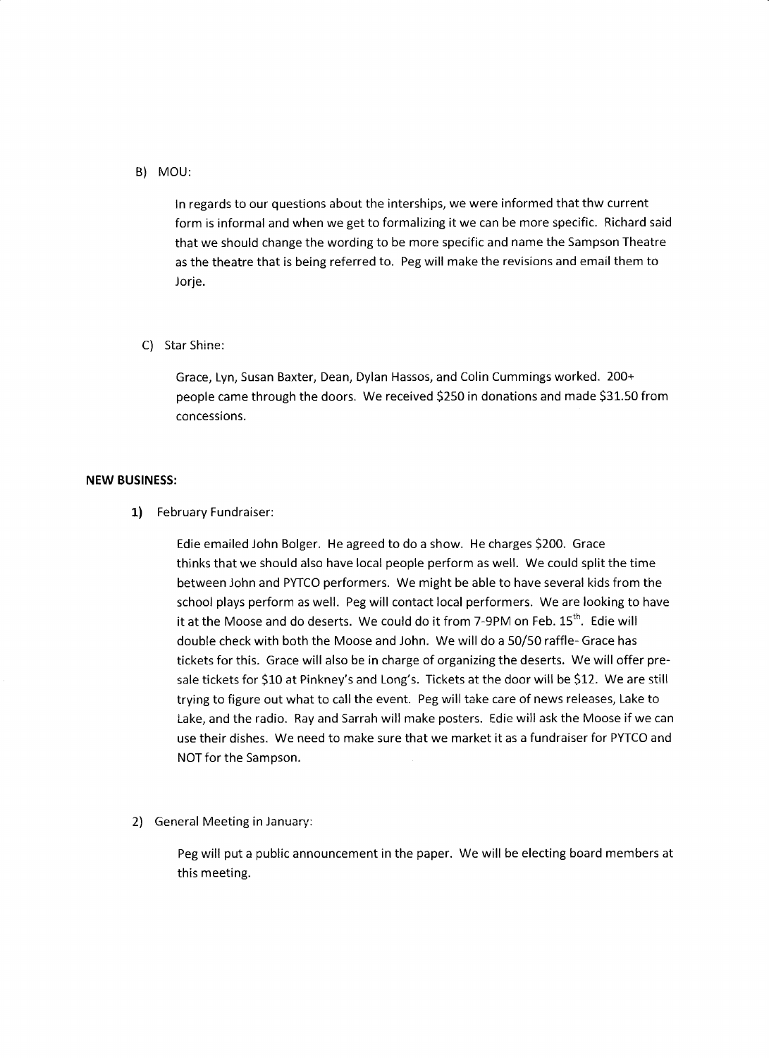B) MOU:

In regards to our questions about the interships, we were informed that thw current form is informal and when we get to formalizing it we can be more specific. Richard said that we should change the wording to be more specific and name the Sampson Theatre as the theatre that is being referred to. Peg will make the revisions and email them to Jorje.

C) Star Shine:

Grace, Lyn, Susan Baxter, Dean, Dylan Hassos, and Colin Cummings worked. 200+ people came through the doors. We received $250 in donations and made $31.50 from concessions.

**NEW BUSINESS:**

**1)** February Fundraiser:

Edie emailed John Bolger. He agreed to do a show. He charges $200. Grace thinks that we should also have local people perform as well. We could split the time between John and PYTCO performers. We might be able to have several kids from the school plays perform as well. Peg will contact local performers. We are looking to have it at the Moose and do deserts. We could do it from 7-9PM on Feb. 15th. Edie will double check with both the Moose and John. We will do a 50/50 raffle- Grace has tickets for this. Grace will also be in charge of organizing the deserts. We will offer pre-sale tickets for $10 at Pinkney's and Long's. Tickets at the door will be $12. We are still trying to figure out what to call the event. Peg will take care of news releases, Lake to Lake, and the radio. Ray and Sarrah will make posters. Edie will ask the Moose if we can use their dishes. We need to make sure that we market it as a fundraiser for PYTCO and NOT for the Sampson.

2) General Meeting in January:

Peg will put a public announcement in the paper. We will be electing board members at this meeting.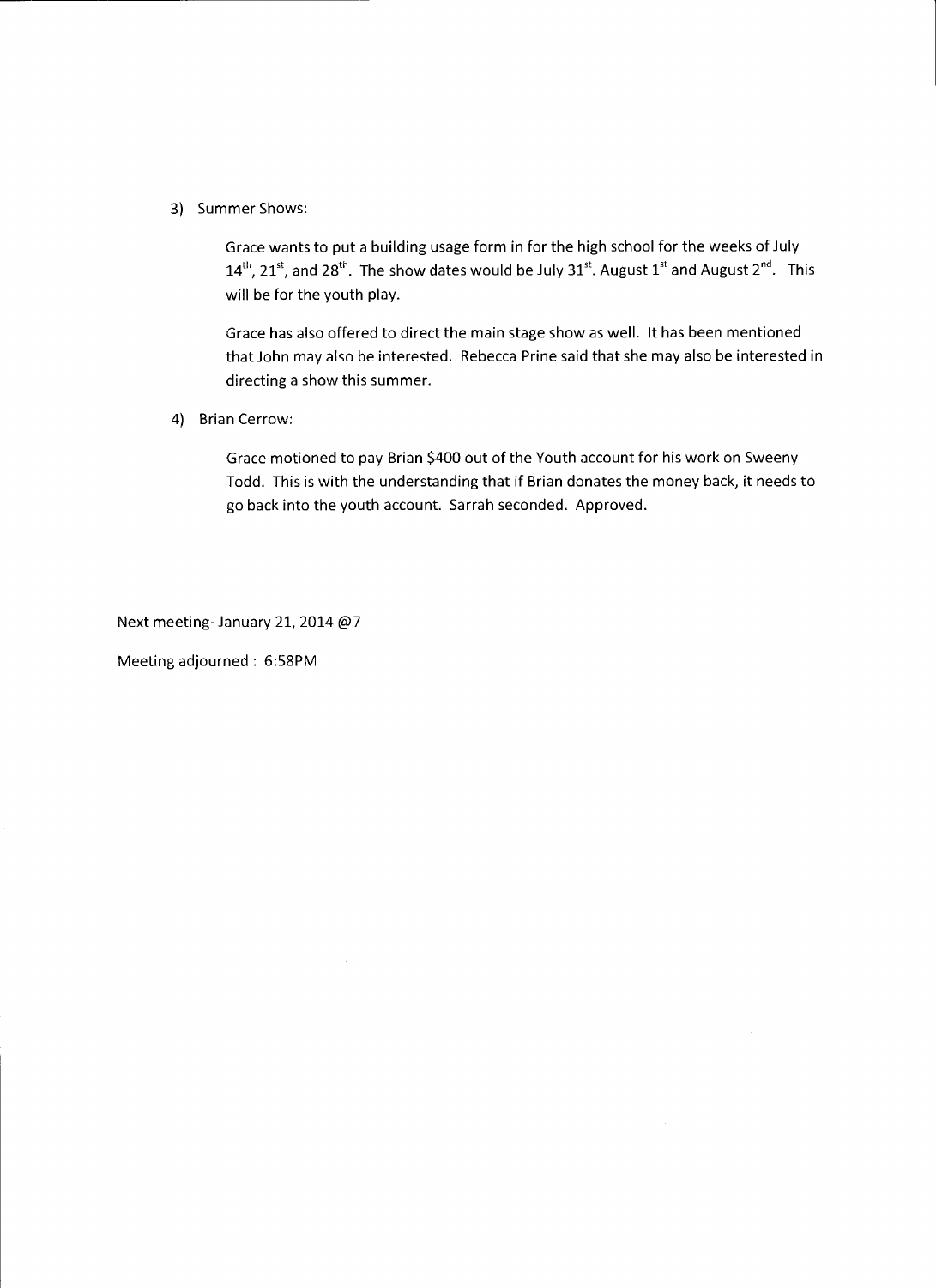3) Summer Shows:

   Grace wants to put a building usage form in for the high school for the weeks of July 14th, 21st, and 28th. The show dates would be July 31st. August 1st and August 2nd. This will be for the youth play.

   Grace has also offered to direct the main stage show as well. It has been mentioned that John may also be interested. Rebecca Prine said that she may also be interested in directing a show this summer.

4) Brian Cerrow:

   Grace motioned to pay Brian $400 out of the Youth account for his work on Sweeny Todd. This is with the understanding that if Brian donates the money back, it needs to go back into the youth account. Sarrah seconded. Approved.

Next meeting- January 21, 2014 @7

Meeting adjourned : 6:58PM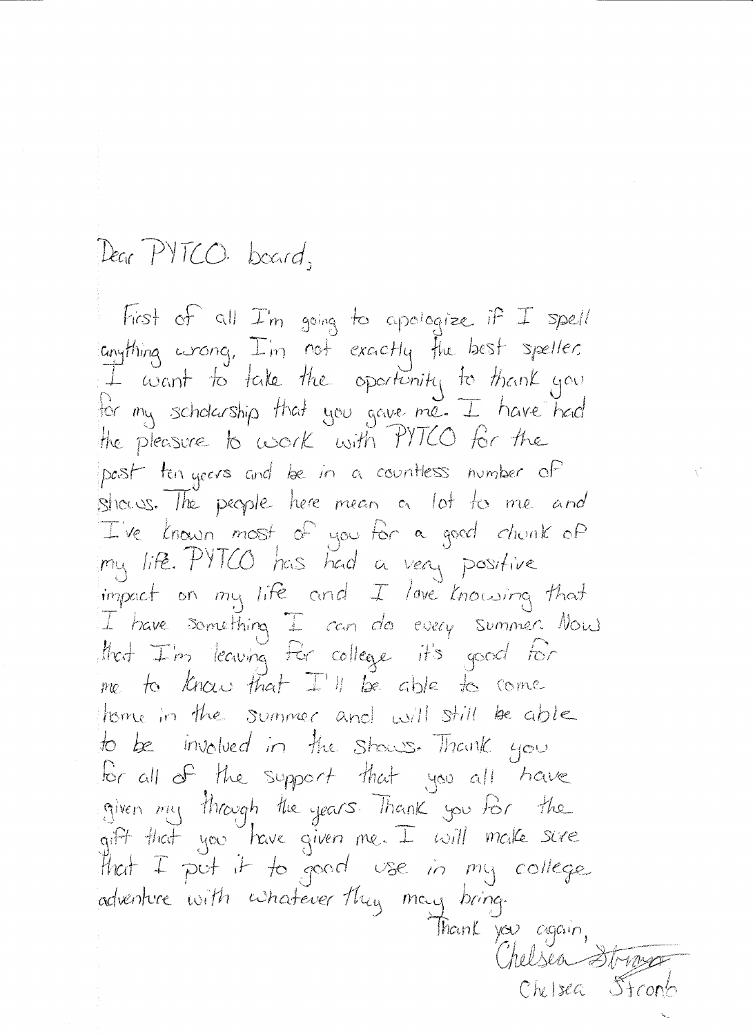Dear PYTCO board,

First of all I'm going to apologize if I spell anything wrong, I'm not exactly the best speller. I want to take the opertunity to thank you for my scholarship that you gave me. I have had the pleasure to work with PYTCO for the past ten years and be in a countless number of shows. The people here mean a lot to me and I've known most of you for a good chunk of my life. PYTCO has had a very positive impact on my life and I love knowing that I have something I can do every summer. Now that I'm leaving for college it's good for me to know that I'll be able to come home in the summer and will still be able to be involved in the shows. Thank you for all of the support that you all have given my through the years. Thank you for the gift that you have given me. I will make sure that I put it to good use in my college adventure with whatever they may bring.

Thank you again,

Chelsea Strong

Chelsea Strong